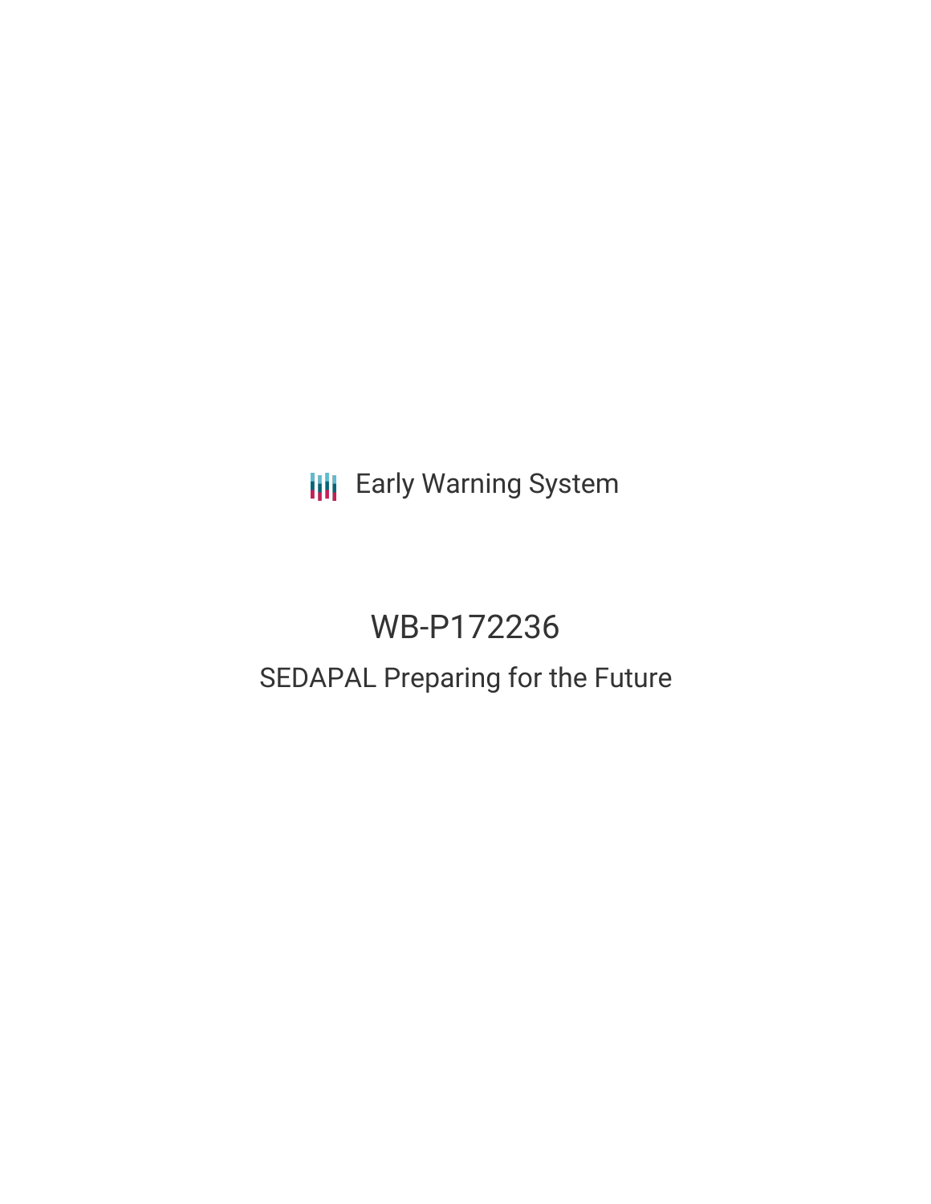Early Warning System

# WB-P172236

## SEDAPAL Preparing for the Future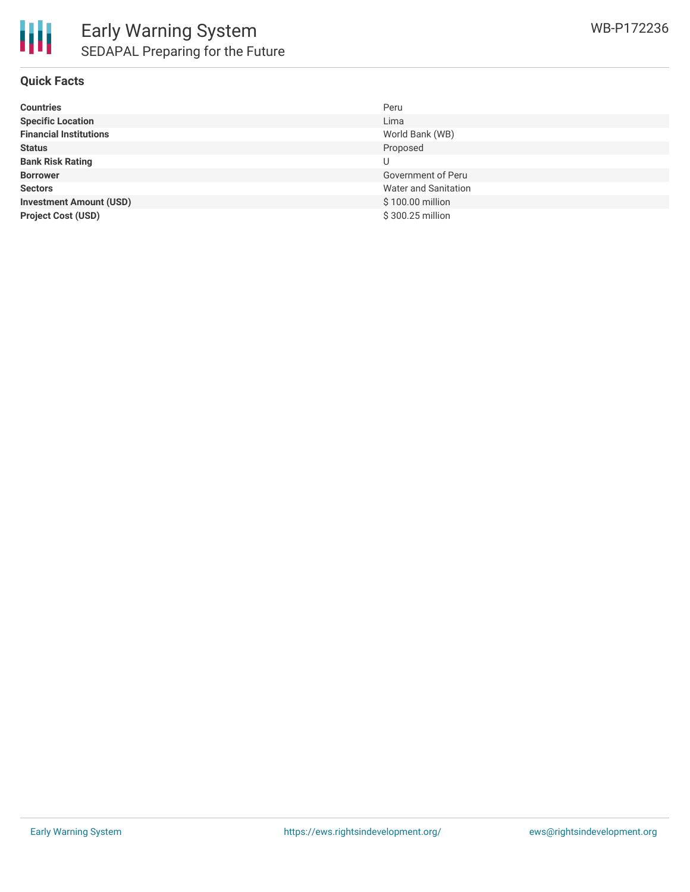## Quick Facts

| | |
|---|---|
| **Countries** | Peru |
| **Specific Location** | Lima |
| **Financial Institutions** | World Bank (WB) |
| **Status** | Proposed |
| **Bank Risk Rating** | U |
| **Borrower** | Government of Peru |
| **Sectors** | Water and Sanitation |
| **Investment Amount (USD)** | $ 100.00 million |
| **Project Cost (USD)** | $ 300.25 million |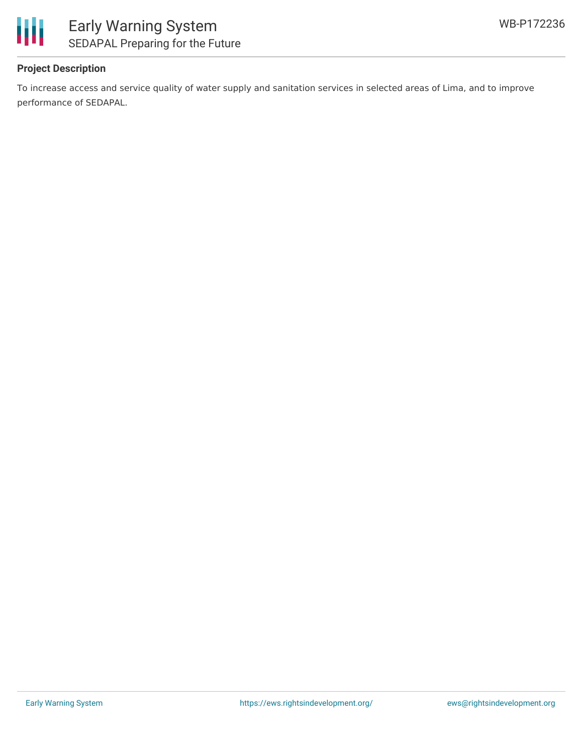## Project Description

To increase access and service quality of water supply and sanitation services in selected areas of Lima, and to improve performance of SEDAPAL.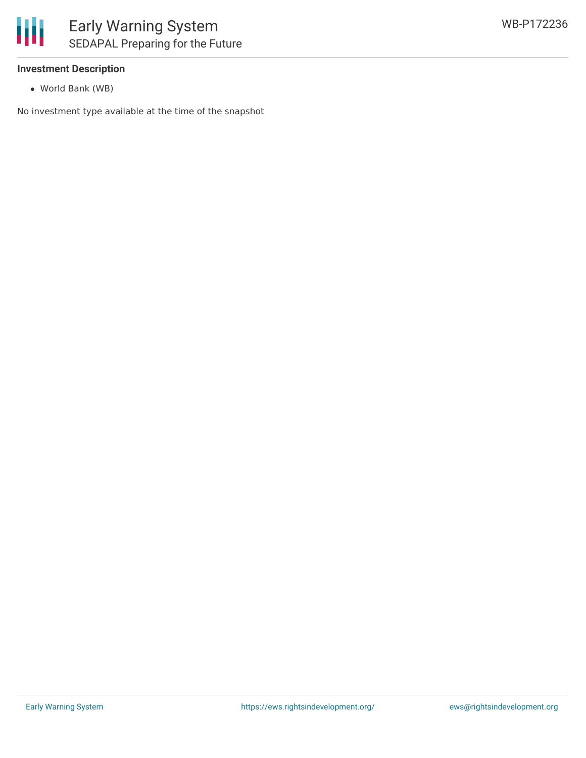**Investment Description**

- World Bank (WB)

No investment type available at the time of the snapshot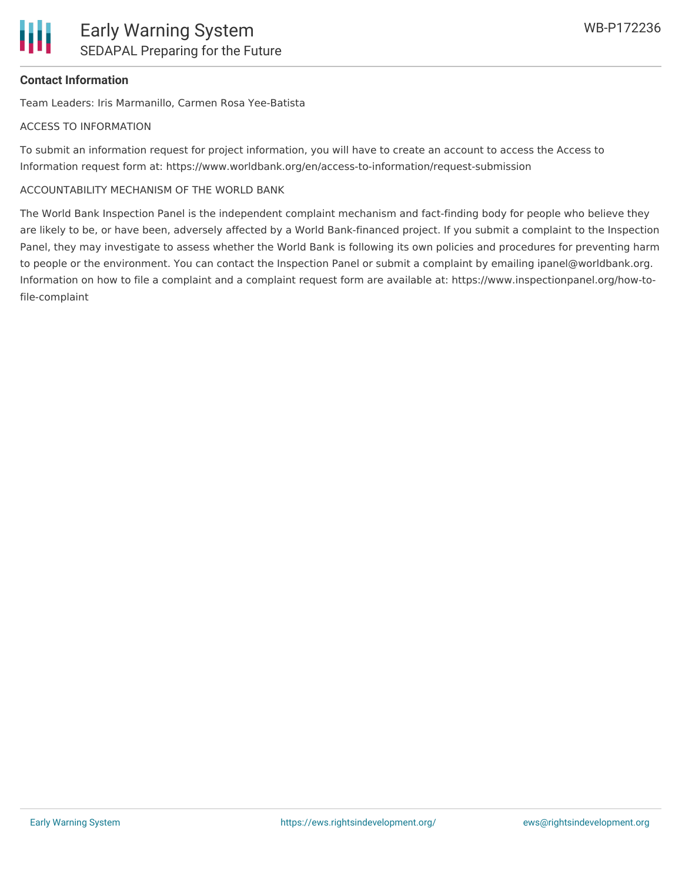**Contact Information**

Team Leaders: Iris Marmanillo, Carmen Rosa Yee-Batista

ACCESS TO INFORMATION

To submit an information request for project information, you will have to create an account to access the Access to Information request form at: https://www.worldbank.org/en/access-to-information/request-submission

ACCOUNTABILITY MECHANISM OF THE WORLD BANK

The World Bank Inspection Panel is the independent complaint mechanism and fact-finding body for people who believe they are likely to be, or have been, adversely affected by a World Bank-financed project. If you submit a complaint to the Inspection Panel, they may investigate to assess whether the World Bank is following its own policies and procedures for preventing harm to people or the environment. You can contact the Inspection Panel or submit a complaint by emailing ipanel@worldbank.org. Information on how to file a complaint and a complaint request form are available at: https://www.inspectionpanel.org/how-to-file-complaint